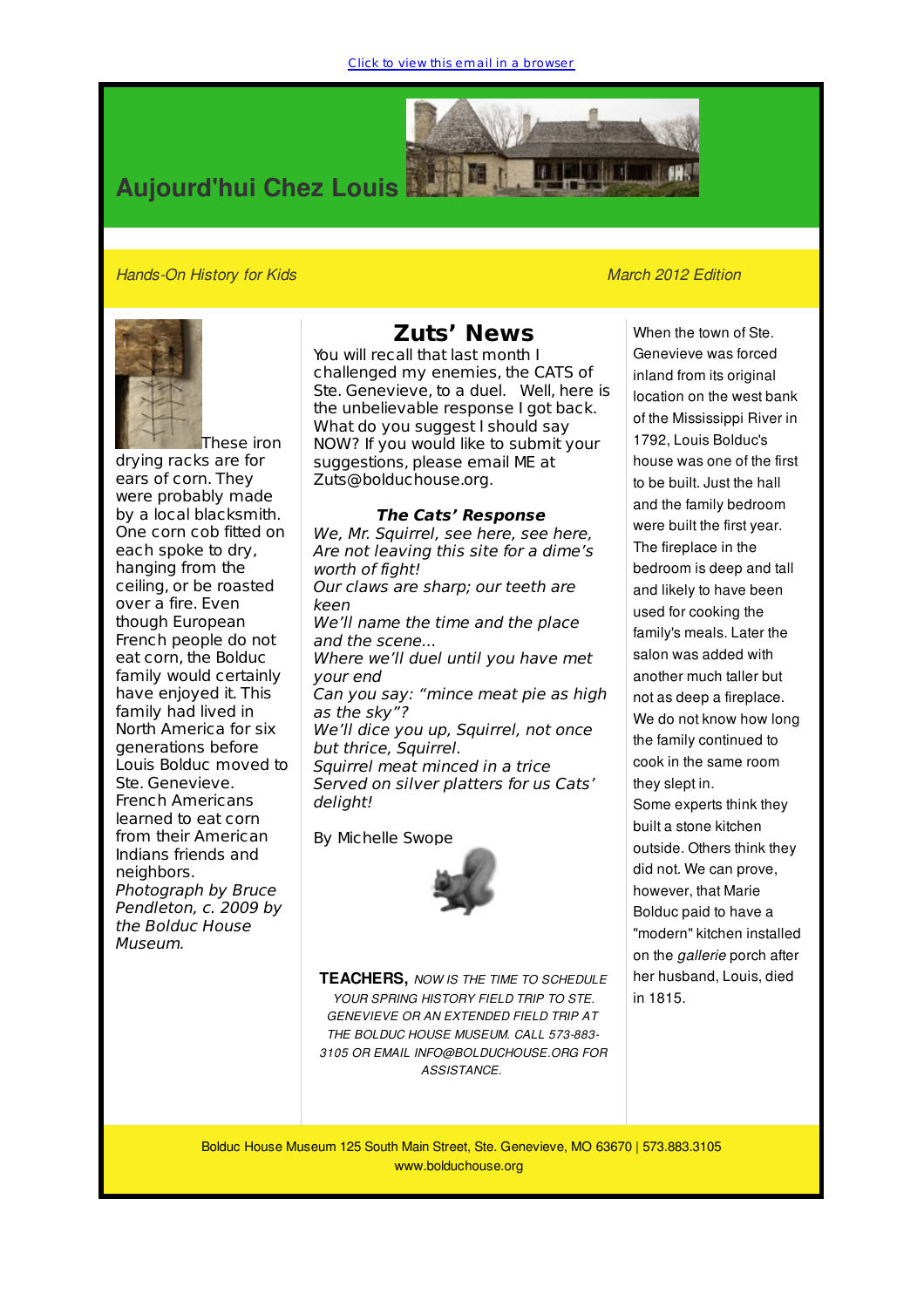Click to view this email in a browser

# Aujourd'hui Chez Louis

*Hands-On History for Kids*

*March 2012 Edition*

These iron drying racks are for ears of corn. They were probably made by a local blacksmith. One corn cob fitted on each spoke to dry, hanging from the ceiling, or be roasted over a fire. Even though European French people do not eat corn, the Bolduc family would certainly have enjoyed it. This family had lived in North America for six generations before Louis Bolduc moved to Ste. Genevieve. French Americans learned to eat corn from their American Indians friends and neighbors.

*Photograph by Bruce Pendleton, c. 2009 by the Bolduc House Museum.*

## Zuts' News

You will recall that last month I challenged my enemies, the CATS of Ste. Genevieve, to a duel. Well, here is the unbelievable response I got back. What do you suggest I should say NOW? If you would like to submit your suggestions, please email ME at Zuts@bolduchouse.org.

***The Cats' Response***

*We, Mr. Squirrel, see here, see here,*
*Are not leaving this site for a dime's worth of fight!*
*Our claws are sharp; our teeth are keen*
*We'll name the time and the place and the scene...*
*Where we'll duel until you have met your end*
*Can you say: "mince meat pie as high as the sky"?*
*We'll dice you up, Squirrel, not once but thrice, Squirrel.*
*Squirrel meat minced in a trice*
*Served on silver platters for us Cats' delight!*

By Michelle Swope

**TEACHERS,** *NOW IS THE TIME TO SCHEDULE YOUR SPRING HISTORY FIELD TRIP TO STE. GENEVIEVE OR AN EXTENDED FIELD TRIP AT THE BOLDUC HOUSE MUSEUM. CALL 573-883-3105 OR EMAIL INFO@BOLDUCHOUSE.ORG FOR ASSISTANCE.*

When the town of Ste. Genevieve was forced inland from its original location on the west bank of the Mississippi River in 1792, Louis Bolduc's house was one of the first to be built. Just the hall and the family bedroom were built the first year. The fireplace in the bedroom is deep and tall and likely to have been used for cooking the family's meals. Later the salon was added with another much taller but not as deep a fireplace. We do not know how long the family continued to cook in the same room they slept in. Some experts think they built a stone kitchen outside. Others think they did not. We can prove, however, that Marie Bolduc paid to have a "modern" kitchen installed on the *gallerie* porch after her husband, Louis, died in 1815.

Bolduc House Museum 125 South Main Street, Ste. Genevieve, MO 63670 | 573.883.3105
www.bolduchouse.org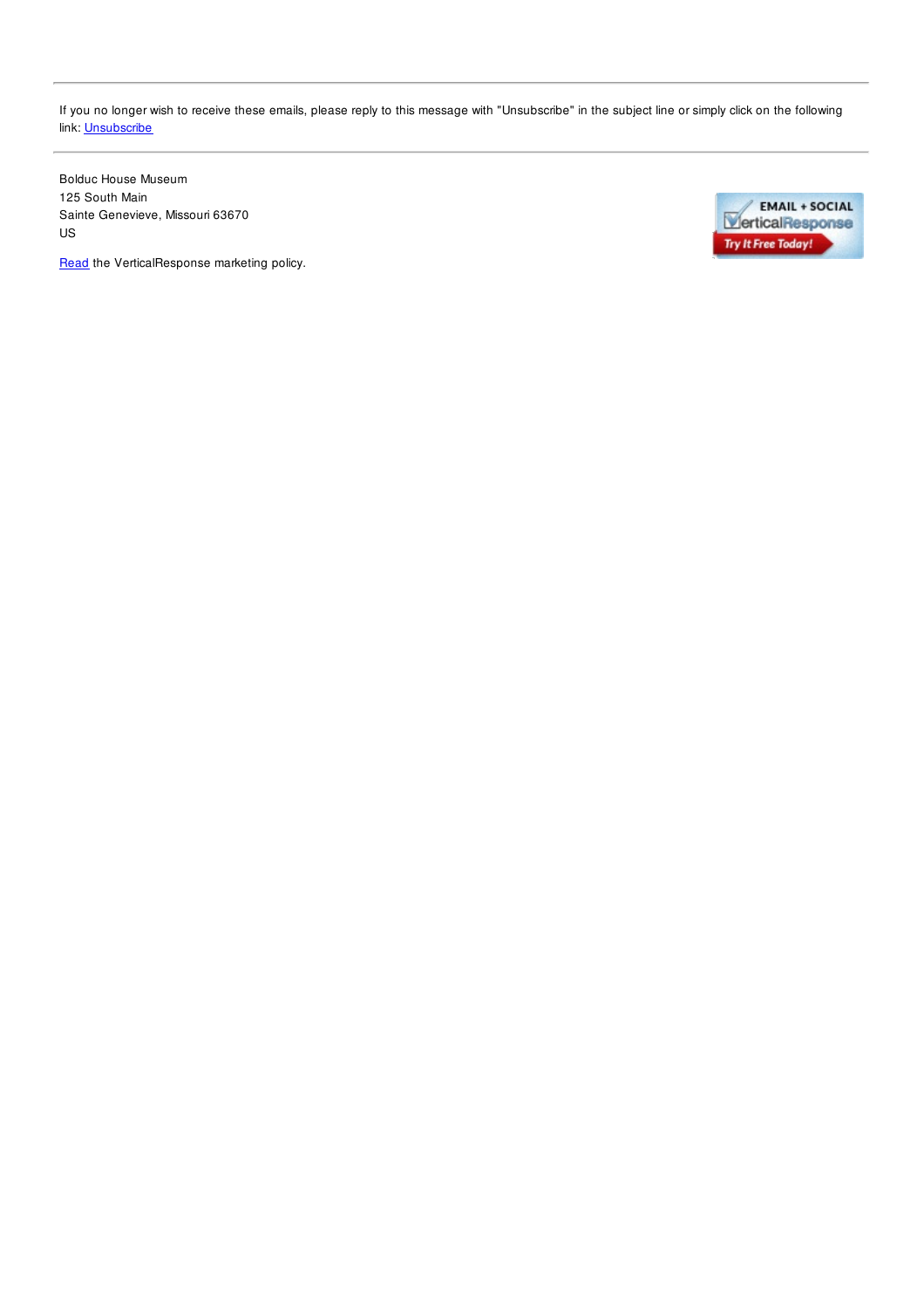---

If you no longer wish to receive these emails, please reply to this message with "Unsubscribe" in the subject line or simply click on the following link: Unsubscribe

---

Bolduc House Museum
125 South Main
Sainte Genevieve, Missouri 63670
US

Read the VerticalResponse marketing policy.